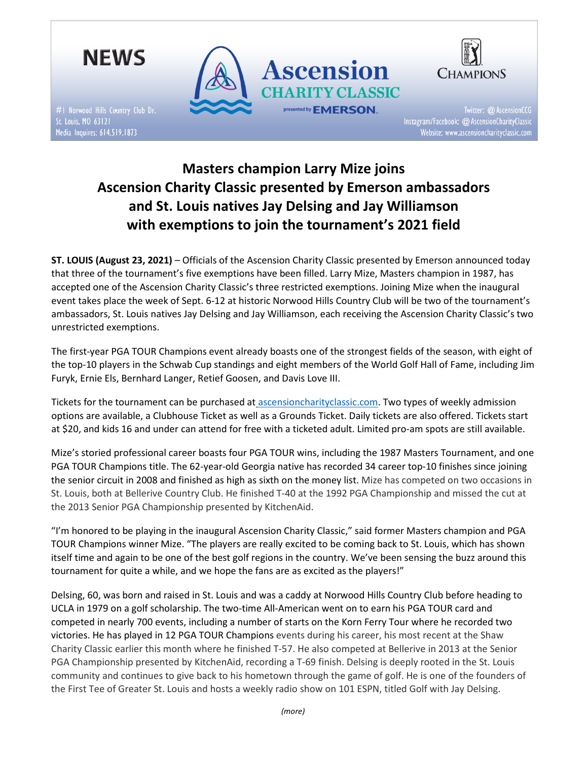NEWS

#1 Norwood Hills Country Club Dr.
St. Louis, MO 63121
Media Inquires: 614.519.1873

Ascension CHARITY CLASSIC presented by EMERSON

CHAMPIONS

Twitter: @AscensionCCG
Instagram/Facebook: @AscensionCharityClassic
Website: www.ascensioncharityclassic.com

# Masters champion Larry Mize joins Ascension Charity Classic presented by Emerson ambassadors and St. Louis natives Jay Delsing and Jay Williamson with exemptions to join the tournament's 2021 field

**ST. LOUIS (August 23, 2021)** – Officials of the Ascension Charity Classic presented by Emerson announced today that three of the tournament's five exemptions have been filled. Larry Mize, Masters champion in 1987, has accepted one of the Ascension Charity Classic's three restricted exemptions. Joining Mize when the inaugural event takes place the week of Sept. 6-12 at historic Norwood Hills Country Club will be two of the tournament's ambassadors, St. Louis natives Jay Delsing and Jay Williamson, each receiving the Ascension Charity Classic's two unrestricted exemptions.

The first-year PGA TOUR Champions event already boasts one of the strongest fields of the season, with eight of the top-10 players in the Schwab Cup standings and eight members of the World Golf Hall of Fame, including Jim Furyk, Ernie Els, Bernhard Langer, Retief Goosen, and Davis Love III.

Tickets for the tournament can be purchased at ascensioncharityclassic.com. Two types of weekly admission options are available, a Clubhouse Ticket as well as a Grounds Ticket. Daily tickets are also offered. Tickets start at $20, and kids 16 and under can attend for free with a ticketed adult. Limited pro-am spots are still available.

Mize's storied professional career boasts four PGA TOUR wins, including the 1987 Masters Tournament, and one PGA TOUR Champions title. The 62-year-old Georgia native has recorded 34 career top-10 finishes since joining the senior circuit in 2008 and finished as high as sixth on the money list. Mize has competed on two occasions in St. Louis, both at Bellerive Country Club. He finished T-40 at the 1992 PGA Championship and missed the cut at the 2013 Senior PGA Championship presented by KitchenAid.

"I'm honored to be playing in the inaugural Ascension Charity Classic," said former Masters champion and PGA TOUR Champions winner Mize. "The players are really excited to be coming back to St. Louis, which has shown itself time and again to be one of the best golf regions in the country. We've been sensing the buzz around this tournament for quite a while, and we hope the fans are as excited as the players!"

Delsing, 60, was born and raised in St. Louis and was a caddy at Norwood Hills Country Club before heading to UCLA in 1979 on a golf scholarship. The two-time All-American went on to earn his PGA TOUR card and competed in nearly 700 events, including a number of starts on the Korn Ferry Tour where he recorded two victories. He has played in 12 PGA TOUR Champions events during his career, his most recent at the Shaw Charity Classic earlier this month where he finished T-57. He also competed at Bellerive in 2013 at the Senior PGA Championship presented by KitchenAid, recording a T-69 finish. Delsing is deeply rooted in the St. Louis community and continues to give back to his hometown through the game of golf. He is one of the founders of the First Tee of Greater St. Louis and hosts a weekly radio show on 101 ESPN, titled Golf with Jay Delsing.

*(more)*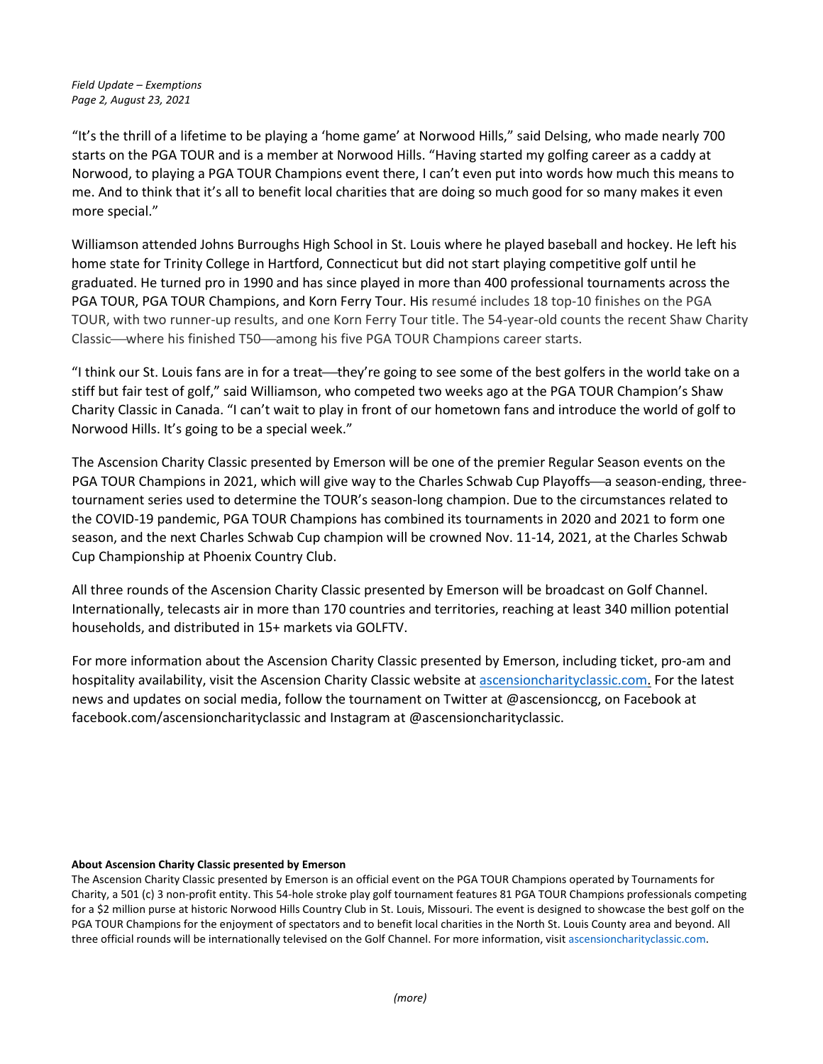“It’s the thrill of a lifetime to be playing a ‘home game’ at Norwood Hills,” said Delsing, who made nearly 700 starts on the PGA TOUR and is a member at Norwood Hills. “Having started my golfing career as a caddy at Norwood, to playing a PGA TOUR Champions event there, I can’t even put into words how much this means to me. And to think that it’s all to benefit local charities that are doing so much good for so many makes it even more special.”

Williamson attended Johns Burroughs High School in St. Louis where he played baseball and hockey. He left his home state for Trinity College in Hartford, Connecticut but did not start playing competitive golf until he graduated. He turned pro in 1990 and has since played in more than 400 professional tournaments across the PGA TOUR, PGA TOUR Champions, and Korn Ferry Tour. His resumé includes 18 top-10 finishes on the PGA TOUR, with two runner-up results, and one Korn Ferry Tour title. The 54-year-old counts the recent Shaw Charity Classic—where his finished T50—among his five PGA TOUR Champions career starts.

“I think our St. Louis fans are in for a treat—they’re going to see some of the best golfers in the world take on a stiff but fair test of golf,” said Williamson, who competed two weeks ago at the PGA TOUR Champion’s Shaw Charity Classic in Canada. “I can’t wait to play in front of our hometown fans and introduce the world of golf to Norwood Hills. It’s going to be a special week.”

The Ascension Charity Classic presented by Emerson will be one of the premier Regular Season events on the PGA TOUR Champions in 2021, which will give way to the Charles Schwab Cup Playoffs—a season-ending, three-tournament series used to determine the TOUR’s season-long champion. Due to the circumstances related to the COVID-19 pandemic, PGA TOUR Champions has combined its tournaments in 2020 and 2021 to form one season, and the next Charles Schwab Cup champion will be crowned Nov. 11-14, 2021, at the Charles Schwab Cup Championship at Phoenix Country Club.

All three rounds of the Ascension Charity Classic presented by Emerson will be broadcast on Golf Channel. Internationally, telecasts air in more than 170 countries and territories, reaching at least 340 million potential households, and distributed in 15+ markets via GOLFTV.

For more information about the Ascension Charity Classic presented by Emerson, including ticket, pro-am and hospitality availability, visit the Ascension Charity Classic website at ascensioncharityclassic.com. For the latest news and updates on social media, follow the tournament on Twitter at @ascensionccg, on Facebook at facebook.com/ascensioncharityclassic and Instagram at @ascensioncharityclassic.

**About Ascension Charity Classic presented by Emerson**

The Ascension Charity Classic presented by Emerson is an official event on the PGA TOUR Champions operated by Tournaments for Charity, a 501 (c) 3 non-profit entity. This 54-hole stroke play golf tournament features 81 PGA TOUR Champions professionals competing for a $2 million purse at historic Norwood Hills Country Club in St. Louis, Missouri. The event is designed to showcase the best golf on the PGA TOUR Champions for the enjoyment of spectators and to benefit local charities in the North St. Louis County area and beyond. All three official rounds will be internationally televised on the Golf Channel. For more information, visit ascensioncharityclassic.com.

*(more)*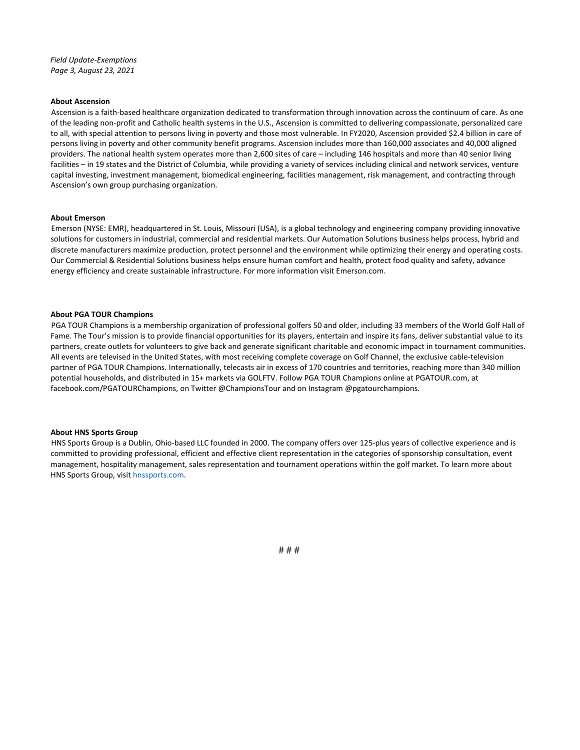**About Ascension**

Ascension is a faith-based healthcare organization dedicated to transformation through innovation across the continuum of care. As one of the leading non-profit and Catholic health systems in the U.S., Ascension is committed to delivering compassionate, personalized care to all, with special attention to persons living in poverty and those most vulnerable. In FY2020, Ascension provided $2.4 billion in care of persons living in poverty and other community benefit programs. Ascension includes more than 160,000 associates and 40,000 aligned providers. The national health system operates more than 2,600 sites of care – including 146 hospitals and more than 40 senior living facilities – in 19 states and the District of Columbia, while providing a variety of services including clinical and network services, venture capital investing, investment management, biomedical engineering, facilities management, risk management, and contracting through Ascension's own group purchasing organization.

**About Emerson**

Emerson (NYSE: EMR), headquartered in St. Louis, Missouri (USA), is a global technology and engineering company providing innovative solutions for customers in industrial, commercial and residential markets. Our Automation Solutions business helps process, hybrid and discrete manufacturers maximize production, protect personnel and the environment while optimizing their energy and operating costs. Our Commercial & Residential Solutions business helps ensure human comfort and health, protect food quality and safety, advance energy efficiency and create sustainable infrastructure. For more information visit Emerson.com.

**About PGA TOUR Champions**

PGA TOUR Champions is a membership organization of professional golfers 50 and older, including 33 members of the World Golf Hall of Fame. The Tour's mission is to provide financial opportunities for its players, entertain and inspire its fans, deliver substantial value to its partners, create outlets for volunteers to give back and generate significant charitable and economic impact in tournament communities. All events are televised in the United States, with most receiving complete coverage on Golf Channel, the exclusive cable-television partner of PGA TOUR Champions. Internationally, telecasts air in excess of 170 countries and territories, reaching more than 340 million potential households, and distributed in 15+ markets via GOLFTV. Follow PGA TOUR Champions online at PGATOUR.com, at facebook.com/PGATOURChampions, on Twitter @ChampionsTour and on Instagram @pgatourchampions.

**About HNS Sports Group**

HNS Sports Group is a Dublin, Ohio-based LLC founded in 2000. The company offers over 125-plus years of collective experience and is committed to providing professional, efficient and effective client representation in the categories of sponsorship consultation, event management, hospitality management, sales representation and tournament operations within the golf market. To learn more about HNS Sports Group, visit hnssports.com.

# # #